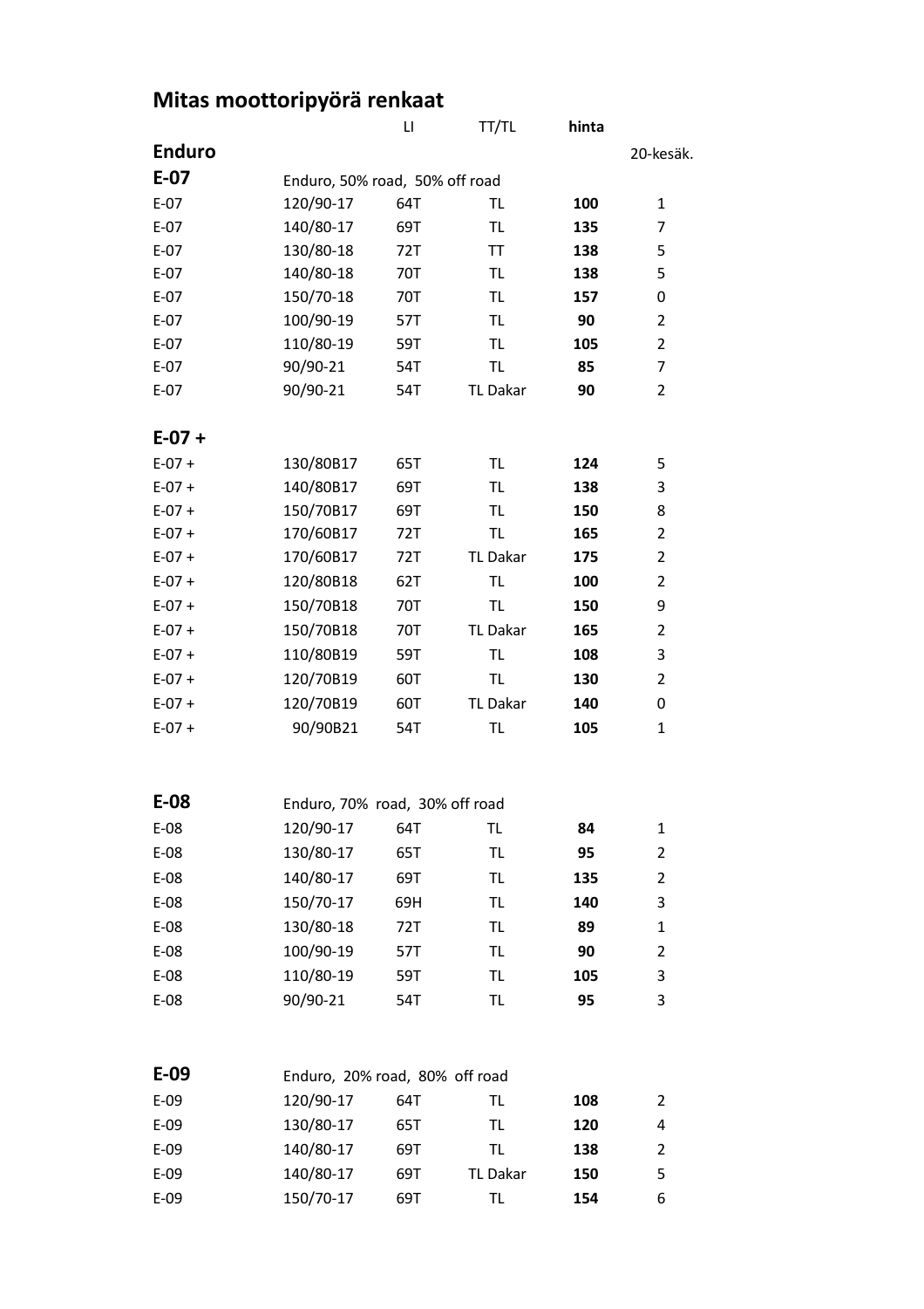# Mitas moottoripyörä renkaat

| | | LI | TT/TL | hinta | |
|---|---|---|---|---|---|
| **Enduro** | | | | | 20-kesäk. |
| **E-07** | Enduro, 50% road, 50% off road | | | | |
| E-07 | 120/90-17 | 64T | TL | **100** | 1 |
| E-07 | 140/80-17 | 69T | TL | **135** | 7 |
| E-07 | 130/80-18 | 72T | TT | **138** | 5 |
| E-07 | 140/80-18 | 70T | TL | **138** | 5 |
| E-07 | 150/70-18 | 70T | TL | **157** | 0 |
| E-07 | 100/90-19 | 57T | TL | **90** | 2 |
| E-07 | 110/80-19 | 59T | TL | **105** | 2 |
| E-07 | 90/90-21 | 54T | TL | **85** | 7 |
| E-07 | 90/90-21 | 54T | TL Dakar | **90** | 2 |
| **E-07 +** | | | | | |
| E-07 + | 130/80B17 | 65T | TL | **124** | 5 |
| E-07 + | 140/80B17 | 69T | TL | **138** | 3 |
| E-07 + | 150/70B17 | 69T | TL | **150** | 8 |
| E-07 + | 170/60B17 | 72T | TL | **165** | 2 |
| E-07 + | 170/60B17 | 72T | TL Dakar | **175** | 2 |
| E-07 + | 120/80B18 | 62T | TL | **100** | 2 |
| E-07 + | 150/70B18 | 70T | TL | **150** | 9 |
| E-07 + | 150/70B18 | 70T | TL Dakar | **165** | 2 |
| E-07 + | 110/80B19 | 59T | TL | **108** | 3 |
| E-07 + | 120/70B19 | 60T | TL | **130** | 2 |
| E-07 + | 120/70B19 | 60T | TL Dakar | **140** | 0 |
| E-07 + | 90/90B21 | 54T | TL | **105** | 1 |
| **E-08** | Enduro, 70% road, 30% off road | | | | |
| E-08 | 120/90-17 | 64T | TL | **84** | 1 |
| E-08 | 130/80-17 | 65T | TL | **95** | 2 |
| E-08 | 140/80-17 | 69T | TL | **135** | 2 |
| E-08 | 150/70-17 | 69H | TL | **140** | 3 |
| E-08 | 130/80-18 | 72T | TL | **89** | 1 |
| E-08 | 100/90-19 | 57T | TL | **90** | 2 |
| E-08 | 110/80-19 | 59T | TL | **105** | 3 |
| E-08 | 90/90-21 | 54T | TL | **95** | 3 |
| **E-09** | Enduro, 20% road, 80% off road | | | | |
| E-09 | 120/90-17 | 64T | TL | **108** | 2 |
| E-09 | 130/80-17 | 65T | TL | **120** | 4 |
| E-09 | 140/80-17 | 69T | TL | **138** | 2 |
| E-09 | 140/80-17 | 69T | TL Dakar | **150** | 5 |
| E-09 | 150/70-17 | 69T | TL | **154** | 6 |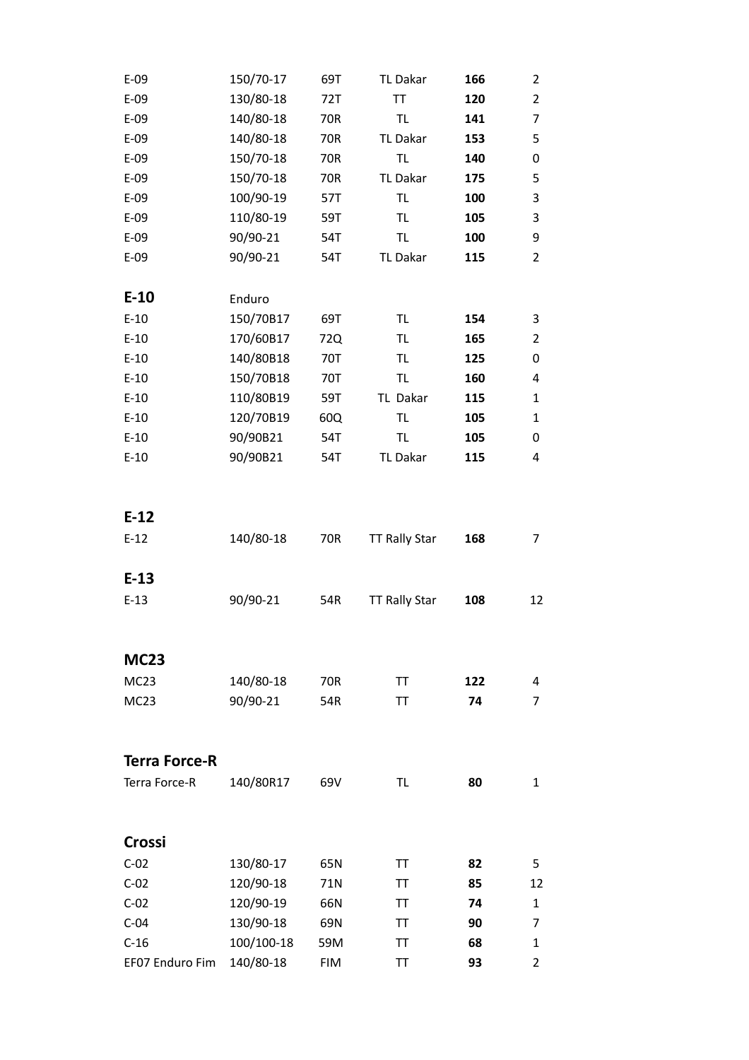| | | | | | |
|---|---|---|---|---|---|
| E-09 | 150/70-17 | 69T | TL Dakar | **166** | 2 |
| E-09 | 130/80-18 | 72T | TT | **120** | 2 |
| E-09 | 140/80-18 | 70R | TL | **141** | 7 |
| E-09 | 140/80-18 | 70R | TL Dakar | **153** | 5 |
| E-09 | 150/70-18 | 70R | TL | **140** | 0 |
| E-09 | 150/70-18 | 70R | TL Dakar | **175** | 5 |
| E-09 | 100/90-19 | 57T | TL | **100** | 3 |
| E-09 | 110/80-19 | 59T | TL | **105** | 3 |
| E-09 | 90/90-21 | 54T | TL | **100** | 9 |
| E-09 | 90/90-21 | 54T | TL Dakar | **115** | 2 |

## E-10

Enduro

| | | | | | |
|---|---|---|---|---|---|
| E-10 | 150/70B17 | 69T | TL | **154** | 3 |
| E-10 | 170/60B17 | 72Q | TL | **165** | 2 |
| E-10 | 140/80B18 | 70T | TL | **125** | 0 |
| E-10 | 150/70B18 | 70T | TL | **160** | 4 |
| E-10 | 110/80B19 | 59T | TL Dakar | **115** | 1 |
| E-10 | 120/70B19 | 60Q | TL | **105** | 1 |
| E-10 | 90/90B21 | 54T | TL | **105** | 0 |
| E-10 | 90/90B21 | 54T | TL Dakar | **115** | 4 |

## E-12

| | | | | | |
|---|---|---|---|---|---|
| E-12 | 140/80-18 | 70R | TT Rally Star | **168** | 7 |

## E-13

| | | | | | |
|---|---|---|---|---|---|
| E-13 | 90/90-21 | 54R | TT Rally Star | **108** | 12 |

## MC23

| | | | | | |
|---|---|---|---|---|---|
| MC23 | 140/80-18 | 70R | TT | **122** | 4 |
| MC23 | 90/90-21 | 54R | TT | **74** | 7 |

## Terra Force-R

| | | | | | |
|---|---|---|---|---|---|
| Terra Force-R | 140/80R17 | 69V | TL | **80** | 1 |

## Crossi

| | | | | | |
|---|---|---|---|---|---|
| C-02 | 130/80-17 | 65N | TT | **82** | 5 |
| C-02 | 120/90-18 | 71N | TT | **85** | 12 |
| C-02 | 120/90-19 | 66N | TT | **74** | 1 |
| C-04 | 130/90-18 | 69N | TT | **90** | 7 |
| C-16 | 100/100-18 | 59M | TT | **68** | 1 |
| EF07 Enduro Fim | 140/80-18 | FIM | TT | **93** | 2 |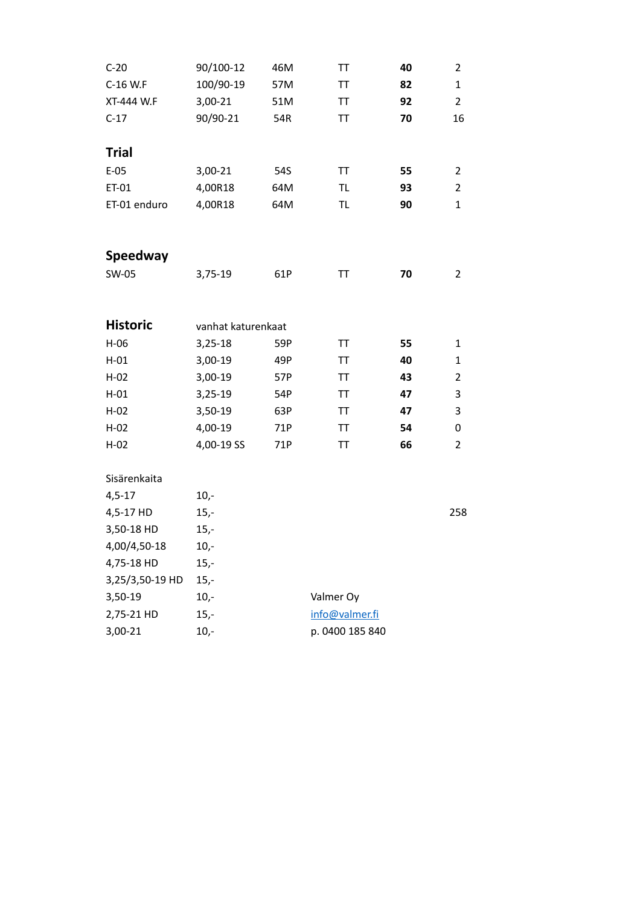| | | | | | |
|---|---|---|---|---|---|
| C-20 | 90/100-12 | 46M | TT | **40** | 2 |
| C-16 W.F | 100/90-19 | 57M | TT | **82** | 1 |
| XT-444 W.F | 3,00-21 | 51M | TT | **92** | 2 |
| C-17 | 90/90-21 | 54R | TT | **70** | 16 |

## Trial

| | | | | | |
|---|---|---|---|---|---|
| E-05 | 3,00-21 | 54S | TT | **55** | 2 |
| ET-01 | 4,00R18 | 64M | TL | **93** | 2 |
| ET-01 enduro | 4,00R18 | 64M | TL | **90** | 1 |

## Speedway

| | | | | | |
|---|---|---|---|---|---|
| SW-05 | 3,75-19 | 61P | TT | **70** | 2 |

## Historic

vanhat katurenkaat

| | | | | | |
|---|---|---|---|---|---|
| H-06 | 3,25-18 | 59P | TT | **55** | 1 |
| H-01 | 3,00-19 | 49P | TT | **40** | 1 |
| H-02 | 3,00-19 | 57P | TT | **43** | 2 |
| H-01 | 3,25-19 | 54P | TT | **47** | 3 |
| H-02 | 3,50-19 | 63P | TT | **47** | 3 |
| H-02 | 4,00-19 | 71P | TT | **54** | 0 |
| H-02 | 4,00-19 SS | 71P | TT | **66** | 2 |

Sisärenkaita

| | | |
|---|---|---|
| 4,5-17 | 10,- | |
| 4,5-17 HD | 15,- | 258 |
| 3,50-18 HD | 15,- | |
| 4,00/4,50-18 | 10,- | |
| 4,75-18 HD | 15,- | |
| 3,25/3,50-19 HD | 15,- | |
| 3,50-19 | 10,- | |
| 2,75-21 HD | 15,- | |
| 3,00-21 | 10,- | |

Valmer Oy
info@valmer.fi
p. 0400 185 840